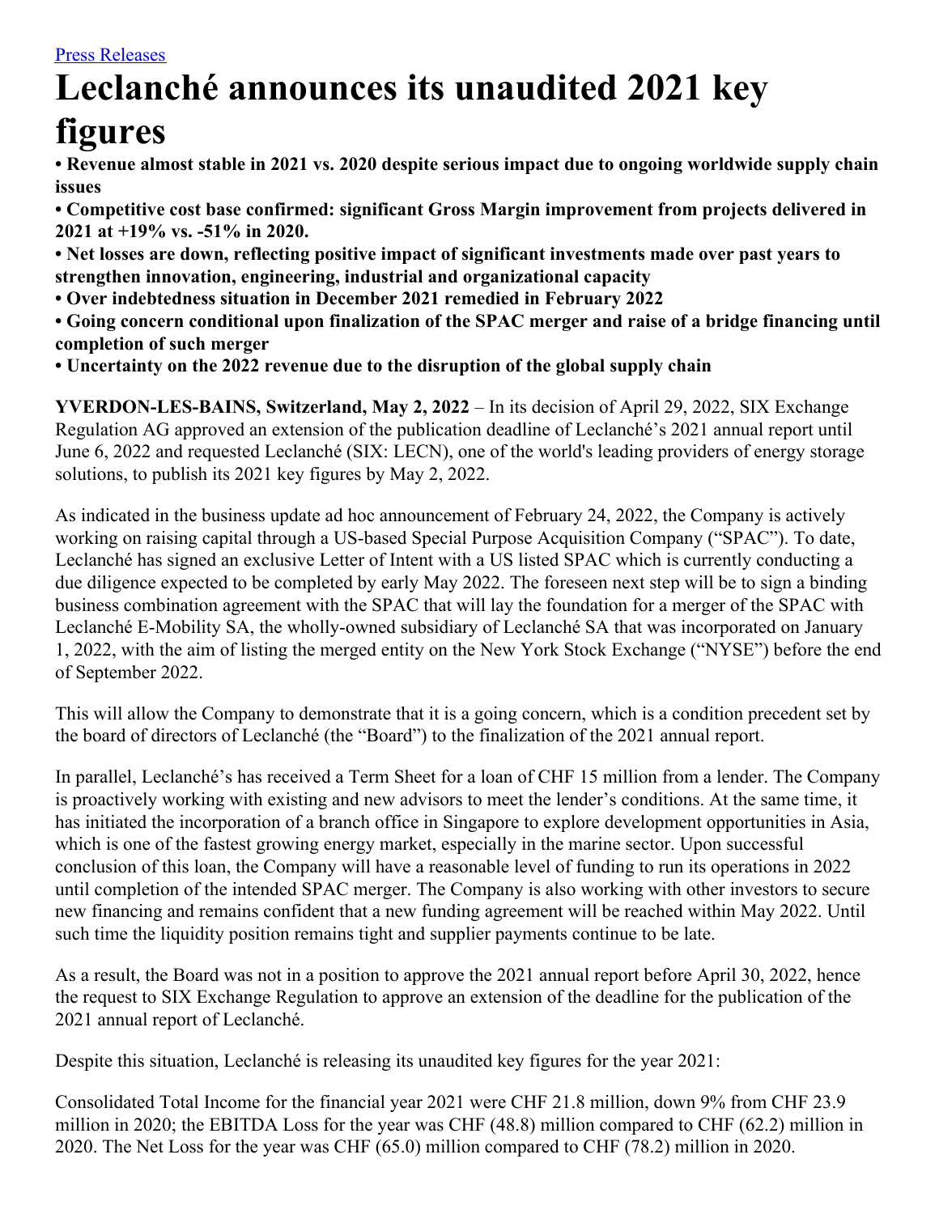[Press Releases]

# Leclanché announces its unaudited 2021 key figures

**• Revenue almost stable in 2021 vs. 2020 despite serious impact due to ongoing worldwide supply chain issues**
**• Competitive cost base confirmed: significant Gross Margin improvement from projects delivered in 2021 at +19% vs. -51% in 2020.**
**• Net losses are down, reflecting positive impact of significant investments made over past years to strengthen innovation, engineering, industrial and organizational capacity**
**• Over indebtedness situation in December 2021 remedied in February 2022**
**• Going concern conditional upon finalization of the SPAC merger and raise of a bridge financing until completion of such merger**
**• Uncertainty on the 2022 revenue due to the disruption of the global supply chain**

**YVERDON-LES-BAINS, Switzerland, May 2, 2022** – In its decision of April 29, 2022, SIX Exchange Regulation AG approved an extension of the publication deadline of Leclanché's 2021 annual report until June 6, 2022 and requested Leclanché (SIX: LECN), one of the world's leading providers of energy storage solutions, to publish its 2021 key figures by May 2, 2022.

As indicated in the business update ad hoc announcement of February 24, 2022, the Company is actively working on raising capital through a US-based Special Purpose Acquisition Company ("SPAC"). To date, Leclanché has signed an exclusive Letter of Intent with a US listed SPAC which is currently conducting a due diligence expected to be completed by early May 2022. The foreseen next step will be to sign a binding business combination agreement with the SPAC that will lay the foundation for a merger of the SPAC with Leclanché E-Mobility SA, the wholly-owned subsidiary of Leclanché SA that was incorporated on January 1, 2022, with the aim of listing the merged entity on the New York Stock Exchange ("NYSE") before the end of September 2022.

This will allow the Company to demonstrate that it is a going concern, which is a condition precedent set by the board of directors of Leclanché (the "Board") to the finalization of the 2021 annual report.

In parallel, Leclanché's has received a Term Sheet for a loan of CHF 15 million from a lender. The Company is proactively working with existing and new advisors to meet the lender's conditions. At the same time, it has initiated the incorporation of a branch office in Singapore to explore development opportunities in Asia, which is one of the fastest growing energy market, especially in the marine sector. Upon successful conclusion of this loan, the Company will have a reasonable level of funding to run its operations in 2022 until completion of the intended SPAC merger. The Company is also working with other investors to secure new financing and remains confident that a new funding agreement will be reached within May 2022. Until such time the liquidity position remains tight and supplier payments continue to be late.

As a result, the Board was not in a position to approve the 2021 annual report before April 30, 2022, hence the request to SIX Exchange Regulation to approve an extension of the deadline for the publication of the 2021 annual report of Leclanché.

Despite this situation, Leclanché is releasing its unaudited key figures for the year 2021:

Consolidated Total Income for the financial year 2021 were CHF 21.8 million, down 9% from CHF 23.9 million in 2020; the EBITDA Loss for the year was CHF (48.8) million compared to CHF (62.2) million in 2020. The Net Loss for the year was CHF (65.0) million compared to CHF (78.2) million in 2020.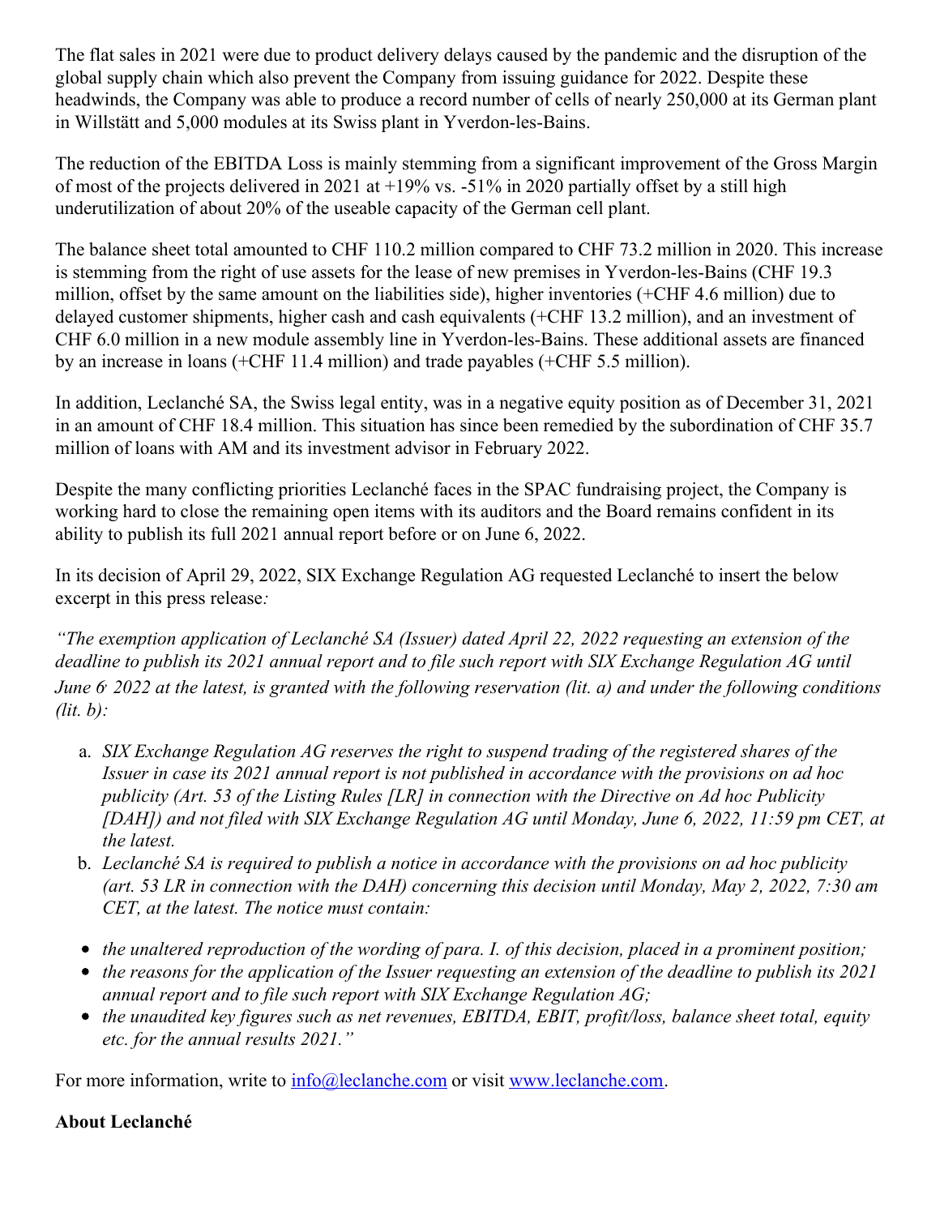The flat sales in 2021 were due to product delivery delays caused by the pandemic and the disruption of the global supply chain which also prevent the Company from issuing guidance for 2022. Despite these headwinds, the Company was able to produce a record number of cells of nearly 250,000 at its German plant in Willstätt and 5,000 modules at its Swiss plant in Yverdon-les-Bains.

The reduction of the EBITDA Loss is mainly stemming from a significant improvement of the Gross Margin of most of the projects delivered in 2021 at +19% vs. -51% in 2020 partially offset by a still high underutilization of about 20% of the useable capacity of the German cell plant.

The balance sheet total amounted to CHF 110.2 million compared to CHF 73.2 million in 2020. This increase is stemming from the right of use assets for the lease of new premises in Yverdon-les-Bains (CHF 19.3 million, offset by the same amount on the liabilities side), higher inventories (+CHF 4.6 million) due to delayed customer shipments, higher cash and cash equivalents (+CHF 13.2 million), and an investment of CHF 6.0 million in a new module assembly line in Yverdon-les-Bains. These additional assets are financed by an increase in loans (+CHF 11.4 million) and trade payables (+CHF 5.5 million).

In addition, Leclanché SA, the Swiss legal entity, was in a negative equity position as of December 31, 2021 in an amount of CHF 18.4 million. This situation has since been remedied by the subordination of CHF 35.7 million of loans with AM and its investment advisor in February 2022.

Despite the many conflicting priorities Leclanché faces in the SPAC fundraising project, the Company is working hard to close the remaining open items with its auditors and the Board remains confident in its ability to publish its full 2021 annual report before or on June 6, 2022.

In its decision of April 29, 2022, SIX Exchange Regulation AG requested Leclanché to insert the below excerpt in this press release*:*

*"The exemption application of Leclanché SA (Issuer) dated April 22, 2022 requesting an extension of the deadline to publish its 2021 annual report and to file such report with SIX Exchange Regulation AG until June 6, 2022 at the latest, is granted with the following reservation (lit. a) and under the following conditions (lit. b):*

a. *SIX Exchange Regulation AG reserves the right to suspend trading of the registered shares of the Issuer in case its 2021 annual report is not published in accordance with the provisions on ad hoc publicity (Art. 53 of the Listing Rules [LR] in connection with the Directive on Ad hoc Publicity [DAH]) and not filed with SIX Exchange Regulation AG until Monday, June 6, 2022, 11:59 pm CET, at the latest.*
b. *Leclanché SA is required to publish a notice in accordance with the provisions on ad hoc publicity (art. 53 LR in connection with the DAH) concerning this decision until Monday, May 2, 2022, 7:30 am CET, at the latest. The notice must contain:*

- *the unaltered reproduction of the wording of para. I. of this decision, placed in a prominent position;*
- *the reasons for the application of the Issuer requesting an extension of the deadline to publish its 2021 annual report and to file such report with SIX Exchange Regulation AG;*
- *the unaudited key figures such as net revenues, EBITDA, EBIT, profit/loss, balance sheet total, equity etc. for the annual results 2021."*

For more information, write to info@leclanche.com or visit www.leclanche.com.

**About Leclanché**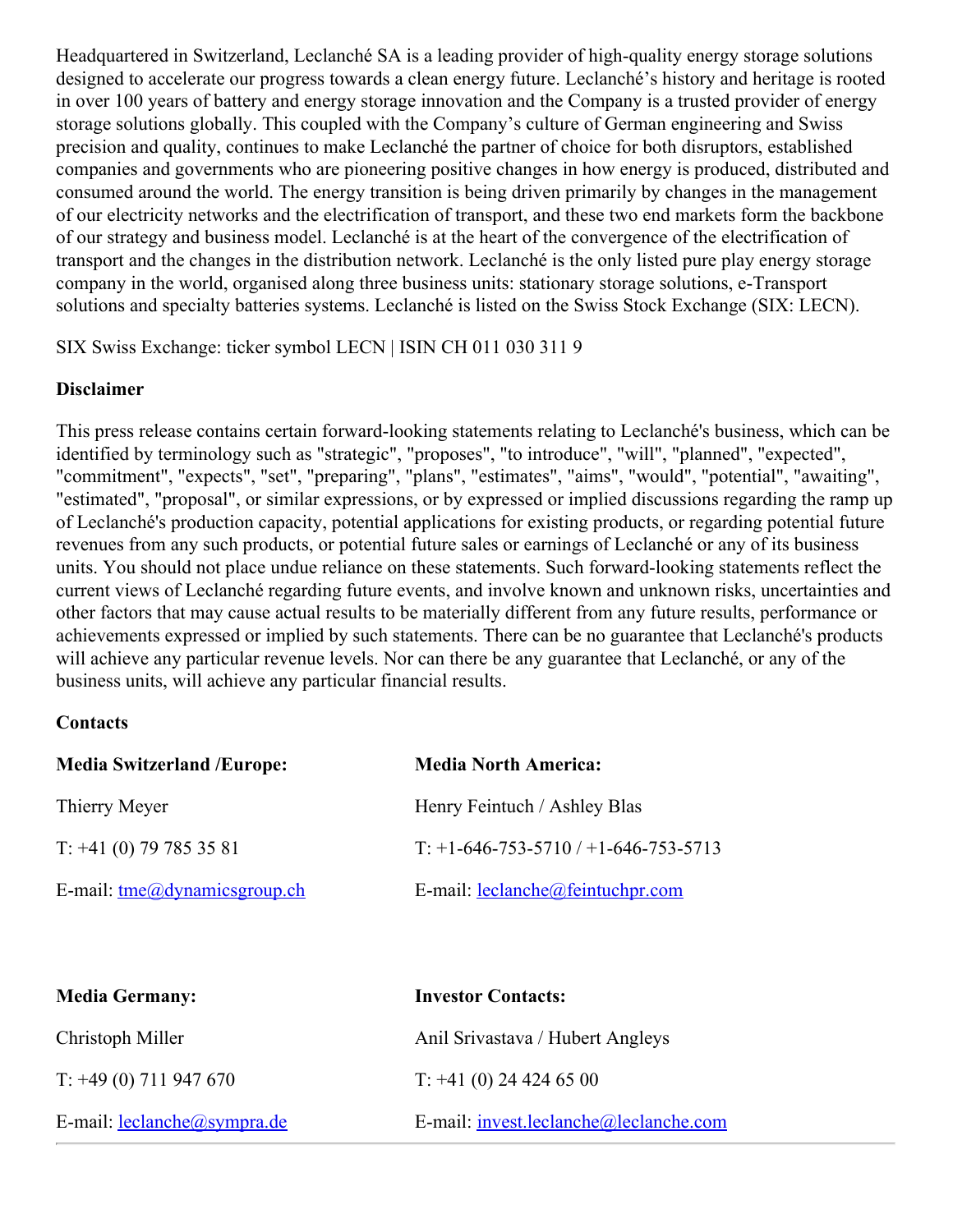Headquartered in Switzerland, Leclanché SA is a leading provider of high-quality energy storage solutions designed to accelerate our progress towards a clean energy future. Leclanché's history and heritage is rooted in over 100 years of battery and energy storage innovation and the Company is a trusted provider of energy storage solutions globally. This coupled with the Company's culture of German engineering and Swiss precision and quality, continues to make Leclanché the partner of choice for both disruptors, established companies and governments who are pioneering positive changes in how energy is produced, distributed and consumed around the world. The energy transition is being driven primarily by changes in the management of our electricity networks and the electrification of transport, and these two end markets form the backbone of our strategy and business model. Leclanché is at the heart of the convergence of the electrification of transport and the changes in the distribution network. Leclanché is the only listed pure play energy storage company in the world, organised along three business units: stationary storage solutions, e-Transport solutions and specialty batteries systems. Leclanché is listed on the Swiss Stock Exchange (SIX: LECN).

SIX Swiss Exchange: ticker symbol LECN | ISIN CH 011 030 311 9

**Disclaimer**

This press release contains certain forward-looking statements relating to Leclanché's business, which can be identified by terminology such as "strategic", "proposes", "to introduce", "will", "planned", "expected", "commitment", "expects", "set", "preparing", "plans", "estimates", "aims", "would", "potential", "awaiting", "estimated", "proposal", or similar expressions, or by expressed or implied discussions regarding the ramp up of Leclanché's production capacity, potential applications for existing products, or regarding potential future revenues from any such products, or potential future sales or earnings of Leclanché or any of its business units. You should not place undue reliance on these statements. Such forward-looking statements reflect the current views of Leclanché regarding future events, and involve known and unknown risks, uncertainties and other factors that may cause actual results to be materially different from any future results, performance or achievements expressed or implied by such statements. There can be no guarantee that Leclanché's products will achieve any particular revenue levels. Nor can there be any guarantee that Leclanché, or any of the business units, will achieve any particular financial results.

**Contacts**

**Media Switzerland /Europe:**

Thierry Meyer

T: +41 (0) 79 785 35 81

E-mail: tme@dynamicsgroup.ch

**Media North America:**

Henry Feintuch / Ashley Blas

T: +1-646-753-5710 / +1-646-753-5713

E-mail: leclanche@feintuchpr.com

**Media Germany:**

Christoph Miller

T: +49 (0) 711 947 670

E-mail: leclanche@sympra.de

**Investor Contacts:**

Anil Srivastava / Hubert Angleys

T: +41 (0) 24 424 65 00

E-mail: invest.leclanche@leclanche.com